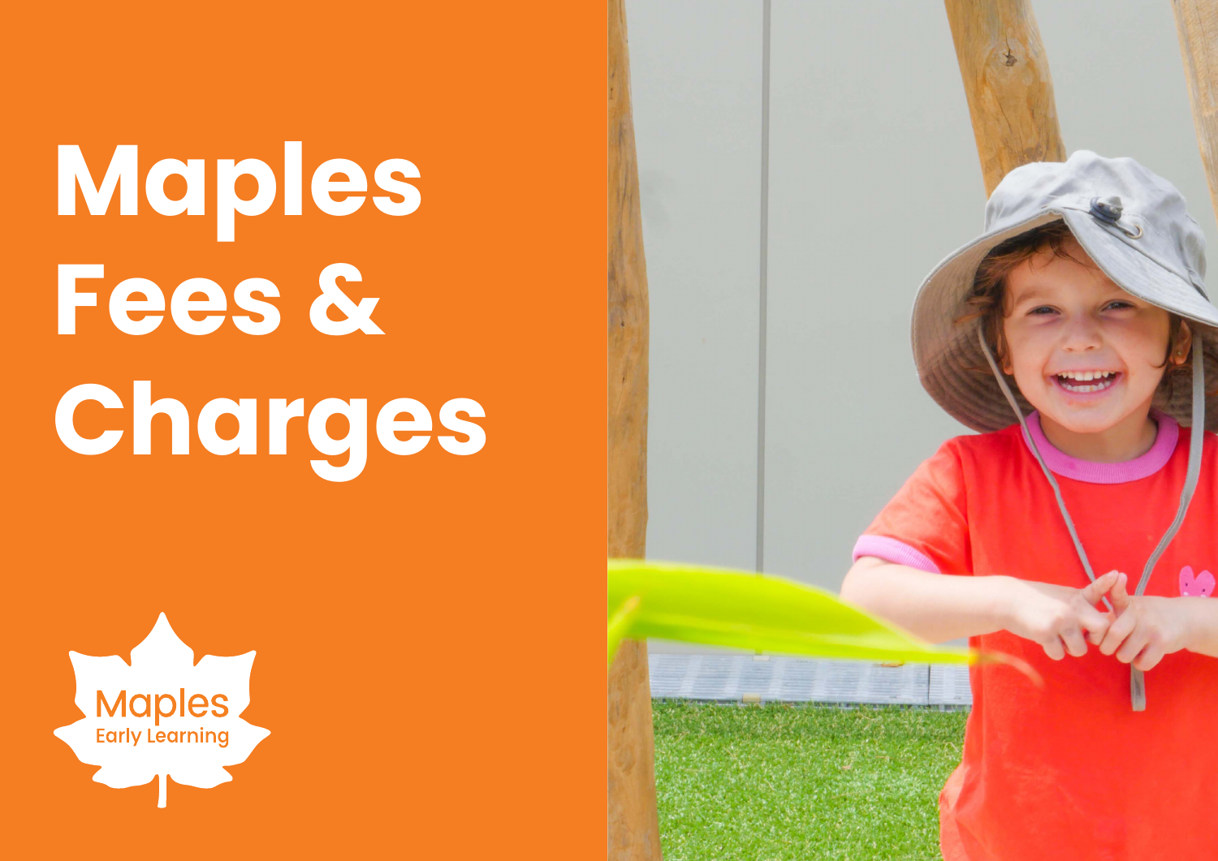# Maples Fees & Charges

Maples
Early Learning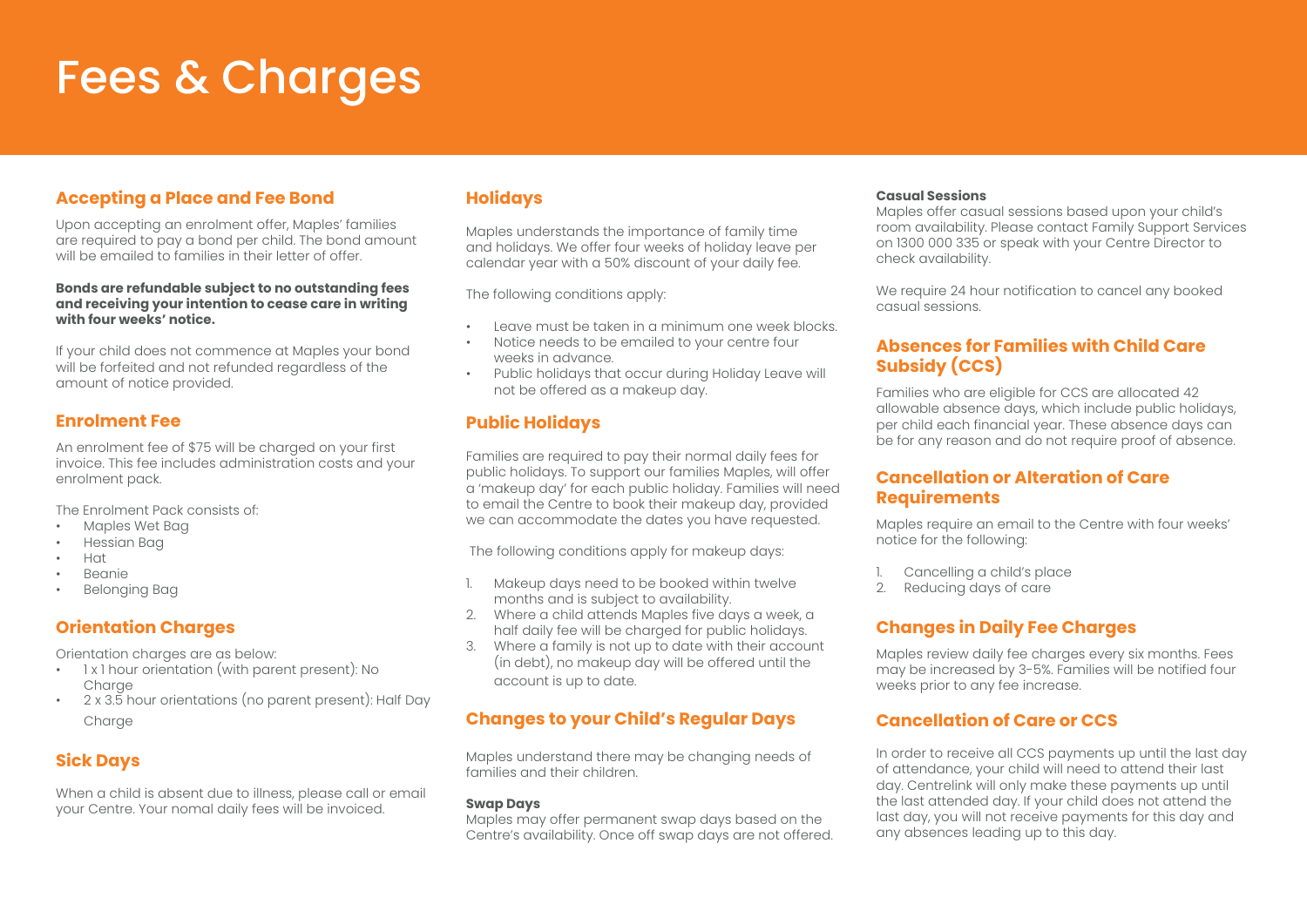# Fees & Charges

## Accepting a Place and Fee Bond

Upon accepting an enrolment offer, Maples' families are required to pay a bond per child. The bond amount will be emailed to families in their letter of offer.

**Bonds are refundable subject to no outstanding fees and receiving your intention to cease care in writing with four weeks' notice.**

If your child does not commence at Maples your bond will be forfeited and not refunded regardless of the amount of notice provided.

## Enrolment Fee

An enrolment fee of $75 will be charged on your first invoice. This fee includes administration costs and your enrolment pack.

The Enrolment Pack consists of:

- Maples Wet Bag
- Hessian Bag
- Hat
- Beanie
- Belonging Bag

## Orientation Charges

Orientation charges are as below:

- 1 x 1 hour orientation (with parent present): No Charge
- 2 x 3.5 hour orientations (no parent present): Half Day Charge

## Sick Days

When a child is absent due to illness, please call or email your Centre. Your nomal daily fees will be invoiced.

## Holidays

Maples understands the importance of family time and holidays. We offer four weeks of holiday leave per calendar year with a 50% discount of your daily fee.

The following conditions apply:

- Leave must be taken in a minimum one week blocks.
- Notice needs to be emailed to your centre four weeks in advance.
- Public holidays that occur during Holiday Leave will not be offered as a makeup day.

## Public Holidays

Families are required to pay their normal daily fees for public holidays. To support our families Maples, will offer a 'makeup day' for each public holiday. Families will need to email the Centre to book their makeup day, provided we can accommodate the dates you have requested.

The following conditions apply for makeup days:

1. Makeup days need to be booked within twelve months and is subject to availability.
2. Where a child attends Maples five days a week, a half daily fee will be charged for public holidays.
3. Where a family is not up to date with their account (in debt), no makeup day will be offered until the account is up to date.

## Changes to your Child's Regular Days

Maples understand there may be changing needs of families and their children.

**Swap Days**

Maples may offer permanent swap days based on the Centre's availability. Once off swap days are not offered.

**Casual Sessions**

Maples offer casual sessions based upon your child's room availability. Please contact Family Support Services on 1300 000 335 or speak with your Centre Director to check availability.

We require 24 hour notification to cancel any booked casual sessions.

## Absences for Families with Child Care Subsidy (CCS)

Families who are eligible for CCS are allocated 42 allowable absence days, which include public holidays, per child each financial year. These absence days can be for any reason and do not require proof of absence.

## Cancellation or Alteration of Care Requirements

Maples require an email to the Centre with four weeks' notice for the following:

1. Cancelling a child's place
2. Reducing days of care

## Changes in Daily Fee Charges

Maples review daily fee charges every six months. Fees may be increased by 3-5%. Families will be notified four weeks prior to any fee increase.

## Cancellation of Care or CCS

In order to receive all CCS payments up until the last day of attendance, your child will need to attend their last day. Centrelink will only make these payments up until the last attended day. If your child does not attend the last day, you will not receive payments for this day and any absences leading up to this day.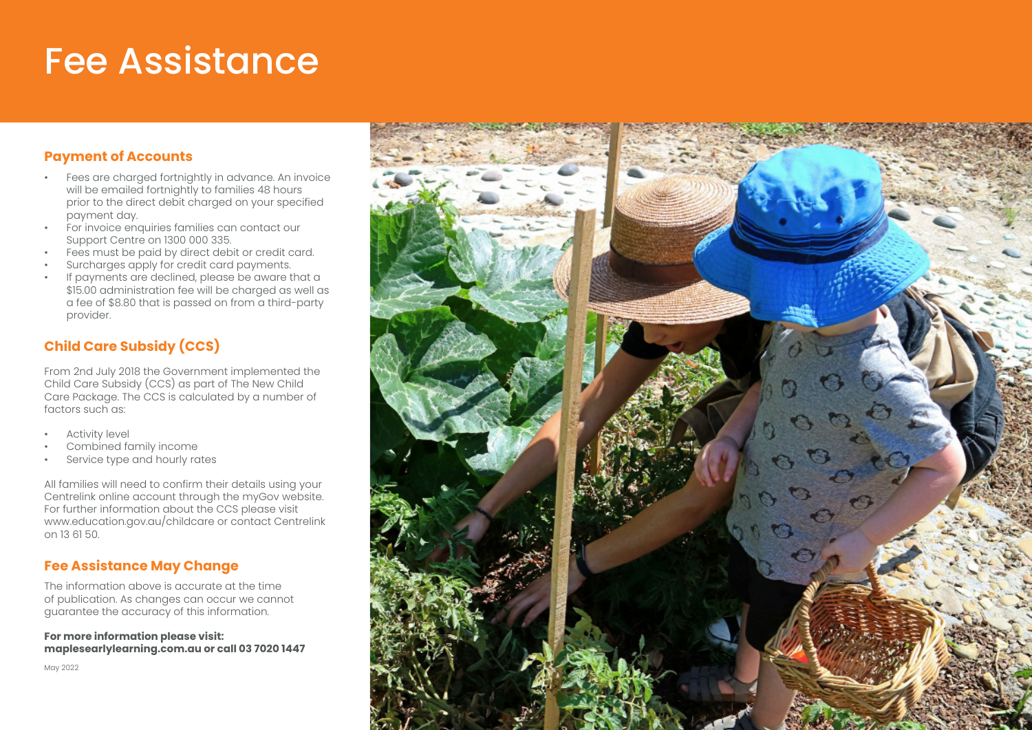# Fee Assistance

## Payment of Accounts

- Fees are charged fortnightly in advance. An invoice will be emailed fortnightly to families 48 hours prior to the direct debit charged on your specified payment day.
- For invoice enquiries families can contact our Support Centre on 1300 000 335.
- Fees must be paid by direct debit or credit card.
- Surcharges apply for credit card payments.
- If payments are declined, please be aware that a $15.00 administration fee will be charged as well as a fee of $8.80 that is passed on from a third-party provider.

## Child Care Subsidy (CCS)

From 2nd July 2018 the Government implemented the Child Care Subsidy (CCS) as part of The New Child Care Package. The CCS is calculated by a number of factors such as:

- Activity level
- Combined family income
- Service type and hourly rates

All families will need to confirm their details using your Centrelink online account through the myGov website. For further information about the CCS please visit www.education.gov.au/childcare or contact Centrelink on 13 61 50.

## Fee Assistance May Change

The information above is accurate at the time of publication. As changes can occur we cannot guarantee the accuracy of this information.

**For more information please visit: maplesearlylearning.com.au or call 03 7020 1447**

May 2022